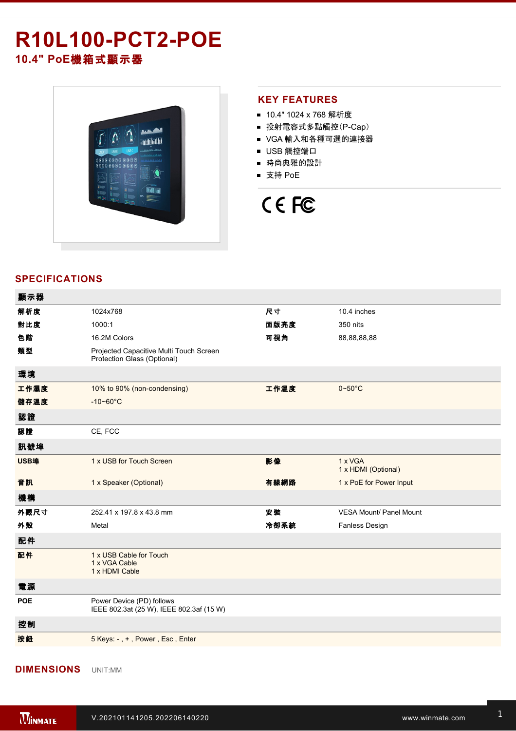# R10L100-PCT2-POE

## 10.4" PoE機箱式顯示器

## KEY FEATURES

- 10.4" 1024 x 768 解析度
- 投射電容式多點觸控(P-Cap)
- VGA 輸入和各種可選的連接器
- USB 觸控端口
- 時尚典雅的設計
- 支持 PoE

## SPECIFICATIONS

| 顯示器 | | | |
|---|---|---|---|
| 解析度 | 1024x768 | 尺寸 | 10.4 inches |
| 對比度 | 1000:1 | 面版亮度 | 350 nits |
| 色階 | 16.2M Colors | 可視角 | 88,88,88,88 |
| 類型 | Projected Capacitive Multi Touch Screen<br>Protection Glass (Optional) | | |
| **環境** | | | |
| 工作濕度 | 10% to 90% (non-condensing) | 工作溫度 | 0~50°C |
| 儲存溫度 | -10~60°C | | |
| **認證** | | | |
| 認證 | CE, FCC | | |
| **訊號埠** | | | |
| USB埠 | 1 x USB for Touch Screen | 影像 | 1 x VGA<br>1 x HDMI (Optional) |
| 音訊 | 1 x Speaker (Optional) | 有線網路 | 1 x PoE for Power Input |
| **機構** | | | |
| 外觀尺寸 | 252.41 x 197.8 x 43.8 mm | 安裝 | VESA Mount/ Panel Mount |
| 外殼 | Metal | 冷卻系統 | Fanless Design |
| **配件** | | | |
| 配件 | 1 x USB Cable for Touch<br>1 x VGA Cable<br>1 x HDMI Cable | | |
| **電源** | | | |
| POE | Power Device (PD) follows<br>IEEE 802.3at (25 W), IEEE 802.3af (15 W) | | |
| **控制** | | | |
| 按鈕 | 5 Keys: - , + , Power , Esc , Enter | | |

## DIMENSIONS

UNIT:MM

V.202101141205.202206140220

www.winmate.com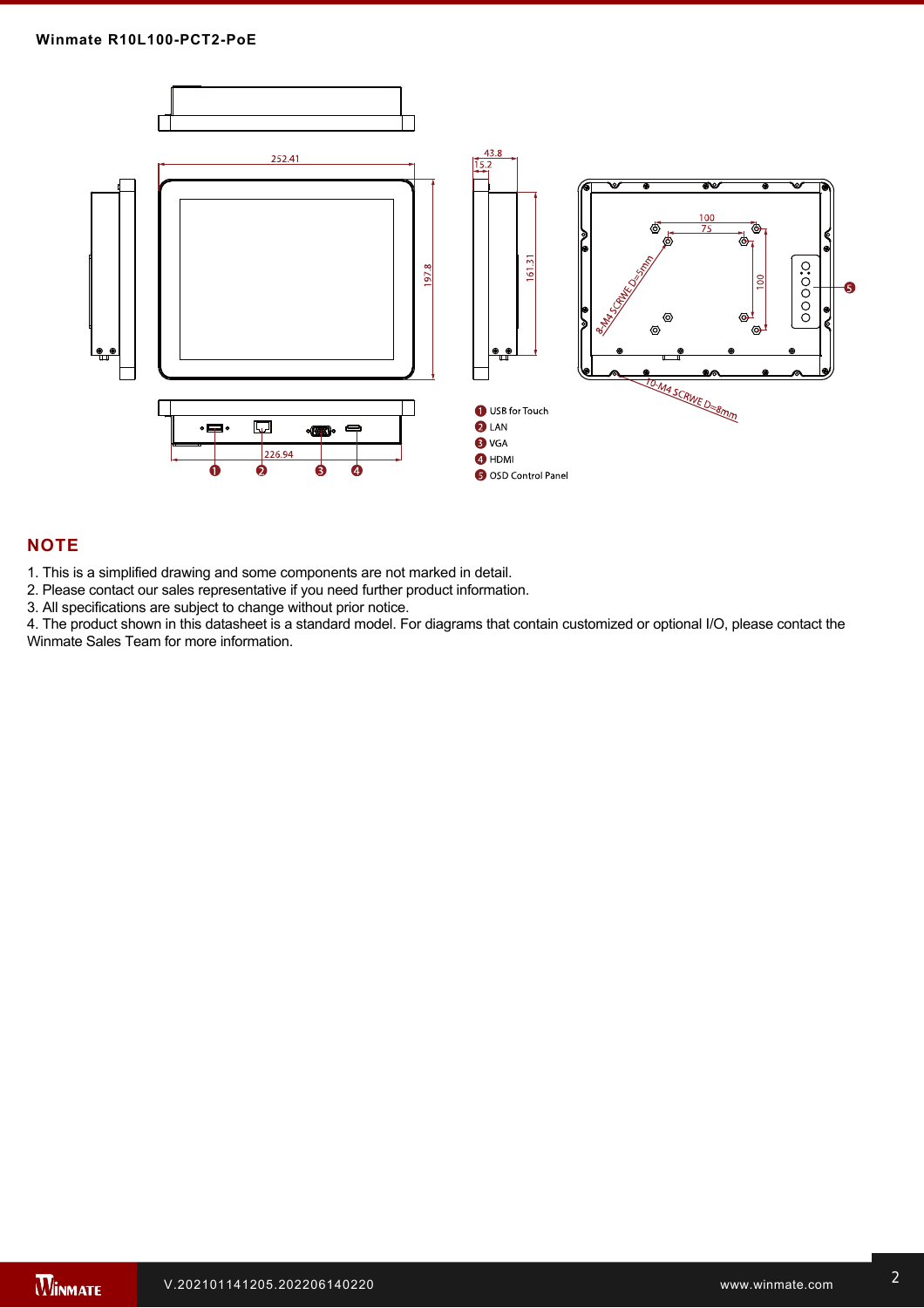Winmate R10L100-PCT2-PoE

252.41

197.8

43.8

15.2

161.31

100

75

100

8-M4 SCRWE D=5mm

10-M4 SCRWE D=8mm

226.94

1. USB for Touch
2. LAN
3. VGA
4. HDMI
5. OSD Control Panel

## NOTE

1. This is a simplified drawing and some components are not marked in detail.
2. Please contact our sales representative if you need further product information.
3. All specifications are subject to change without prior notice.
4. The product shown in this datasheet is a standard model. For diagrams that contain customized or optional I/O, please contact the Winmate Sales Team for more information.